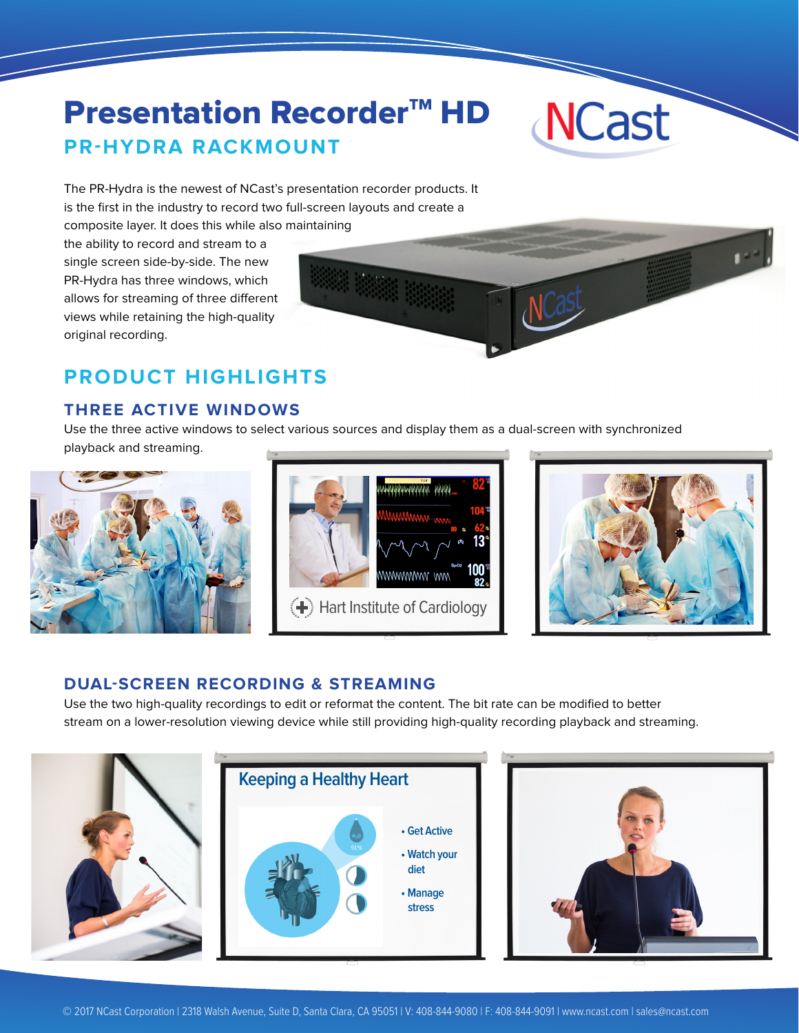# Presentation Recorder™ HD

## PR-HYDRA RACKMOUNT

The PR-Hydra is the newest of NCast's presentation recorder products. It is the first in the industry to record two full-screen layouts and create a composite layer. It does this while also maintaining the ability to record and stream to a single screen side-by-side. The new PR-Hydra has three windows, which allows for streaming of three different views while retaining the high-quality original recording.

## PRODUCT HIGHLIGHTS

### THREE ACTIVE WINDOWS

Use the three active windows to select various sources and display them as a dual-screen with synchronized playback and streaming.

### DUAL-SCREEN RECORDING & STREAMING

Use the two high-quality recordings to edit or reformat the content. The bit rate can be modified to better stream on a lower-resolution viewing device while still providing high-quality recording playback and streaming.

© 2017 NCast Corporation | 2318 Walsh Avenue, Suite D, Santa Clara, CA 95051 | V: 408-844-9080 | F: 408-844-9091 | www.ncast.com | sales@ncast.com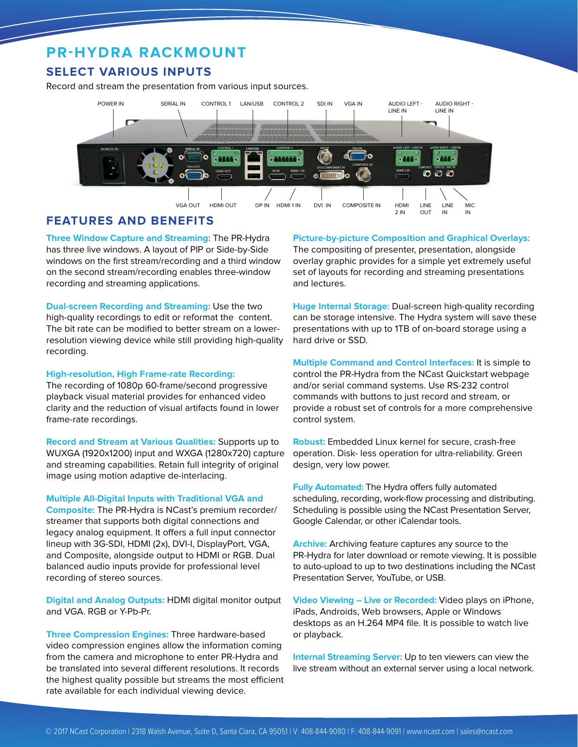# PR-HYDRA RACKMOUNT

## SELECT VARIOUS INPUTS

Record and stream the presentation from various input sources.

POWER IN
SERIAL IN
CONTROL 1
LAN/USB
CONTROL 2
SDI IN
VGA IN
AUDIO LEFT - LINE IN
AUDIO RIGHT - LINE IN
VGA OUT
HDMI OUT
DP IN
HDMI 1 IN
DVI IN
COMPOSITE IN
HDMI 2 IN
LINE OUT
LINE IN
MIC IN

## FEATURES AND BENEFITS

**Three Window Capture and Streaming:** The PR-Hydra has three live windows. A layout of PIP or Side-by-Side windows on the first stream/recording and a third window on the second stream/recording enables three-window recording and streaming applications.

**Dual-screen Recording and Streaming:** Use the two high-quality recordings to edit or reformat the content. The bit rate can be modified to better stream on a lower-resolution viewing device while still providing high-quality recording.

**High-resolution, High Frame-rate Recording:** The recording of 1080p 60-frame/second progressive playback visual material provides for enhanced video clarity and the reduction of visual artifacts found in lower frame-rate recordings.

**Record and Stream at Various Qualities:** Supports up to WUXGA (1920x1200) input and WXGA (1280x720) capture and streaming capabilities. Retain full integrity of original image using motion adaptive de-interlacing.

**Multiple All-Digital Inputs with Traditional VGA and Composite:** The PR-Hydra is NCast's premium recorder/streamer that supports both digital connections and legacy analog equipment. It offers a full input connector lineup with 3G-SDI, HDMI (2x), DVI-I, DisplayPort, VGA, and Composite, alongside output to HDMI or RGB. Dual balanced audio inputs provide for professional level recording of stereo sources.

**Digital and Analog Outputs:** HDMI digital monitor output and VGA. RGB or Y-Pb-Pr.

**Three Compression Engines:** Three hardware-based video compression engines allow the information coming from the camera and microphone to enter PR-Hydra and be translated into several different resolutions. It records the highest quality possible but streams the most efficient rate available for each individual viewing device.

**Picture-by-picture Composition and Graphical Overlays:** The compositing of presenter, presentation, alongside overlay graphic provides for a simple yet extremely useful set of layouts for recording and streaming presentations and lectures.

**Huge Internal Storage:** Dual-screen high-quality recording can be storage intensive. The Hydra system will save these presentations with up to 1TB of on-board storage using a hard drive or SSD.

**Multiple Command and Control Interfaces:** It is simple to control the PR-Hydra from the NCast Quickstart webpage and/or serial command systems. Use RS-232 control commands with buttons to just record and stream, or provide a robust set of controls for a more comprehensive control system.

**Robust:** Embedded Linux kernel for secure, crash-free operation. Disk- less operation for ultra-reliability. Green design, very low power.

**Fully Automated:** The Hydra offers fully automated scheduling, recording, work-flow processing and distributing. Scheduling is possible using the NCast Presentation Server, Google Calendar, or other iCalendar tools.

**Archive:** Archiving feature captures any source to the PR-Hydra for later download or remote viewing. It is possible to auto-upload to up to two destinations including the NCast Presentation Server, YouTube, or USB.

**Video Viewing – Live or Recorded:** Video plays on iPhone, iPads, Androids, Web browsers, Apple or Windows desktops as an H.264 MP4 file. It is possible to watch live or playback.

**Internal Streaming Server:** Up to ten viewers can view the live stream without an external server using a local network.

© 2017 NCast Corporation | 2318 Walsh Avenue, Suite D, Santa Clara, CA 95051 | V: 408-844-9080 | F: 408-844-9091 | www.ncast.com | sales@ncast.com